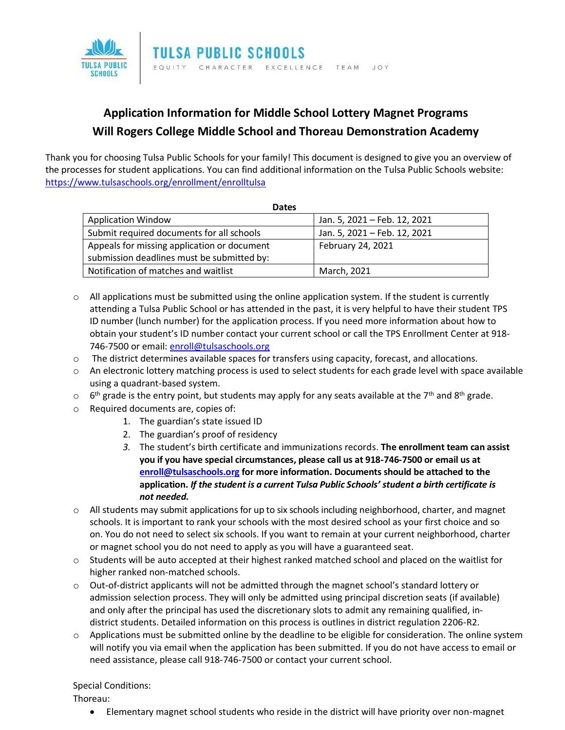# TULSA PUBLIC SCHOOLS

EQUITY CHARACTER EXCELLENCE TEAM JOY

## Application Information for Middle School Lottery Magnet Programs
## Will Rogers College Middle School and Thoreau Demonstration Academy

Thank you for choosing Tulsa Public Schools for your family! This document is designed to give you an overview of the processes for student applications. You can find additional information on the Tulsa Public Schools website: https://www.tulsaschools.org/enrollment/enrolltulsa

**Dates**

| | |
|---|---|
| Application Window | Jan. 5, 2021 – Feb. 12, 2021 |
| Submit required documents for all schools | Jan. 5, 2021 – Feb. 12, 2021 |
| Appeals for missing application or document submission deadlines must be submitted by: | February 24, 2021 |
| Notification of matches and waitlist | March, 2021 |

- All applications must be submitted using the online application system. If the student is currently attending a Tulsa Public School or has attended in the past, it is very helpful to have their student TPS ID number (lunch number) for the application process. If you need more information about how to obtain your student's ID number contact your current school or call the TPS Enrollment Center at 918-746-7500 or email: enroll@tulsaschools.org
- The district determines available spaces for transfers using capacity, forecast, and allocations.
- An electronic lottery matching process is used to select students for each grade level with space available using a quadrant-based system.
- 6th grade is the entry point, but students may apply for any seats available at the 7th and 8th grade.
- Required documents are, copies of:
  1. The guardian's state issued ID
  2. The guardian's proof of residency
  3. The student's birth certificate and immunizations records. **The enrollment team can assist you if you have special circumstances, please call us at 918-746-7500 or email us at enroll@tulsaschools.org for more information. Documents should be attached to the application.** ***If the student is a current Tulsa Public Schools' student a birth certificate is not needed.***
- All students may submit applications for up to six schools including neighborhood, charter, and magnet schools. It is important to rank your schools with the most desired school as your first choice and so on. You do not need to select six schools. If you want to remain at your current neighborhood, charter or magnet school you do not need to apply as you will have a guaranteed seat.
- Students will be auto accepted at their highest ranked matched school and placed on the waitlist for higher ranked non-matched schools.
- Out-of-district applicants will not be admitted through the magnet school's standard lottery or admission selection process. They will only be admitted using principal discretion seats (if available) and only after the principal has used the discretionary slots to admit any remaining qualified, in-district students. Detailed information on this process is outlines in district regulation 2206-R2.
- Applications must be submitted online by the deadline to be eligible for consideration. The online system will notify you via email when the application has been submitted. If you do not have access to email or need assistance, please call 918-746-7500 or contact your current school.

Special Conditions:

Thoreau:

- Elementary magnet school students who reside in the district will have priority over non-magnet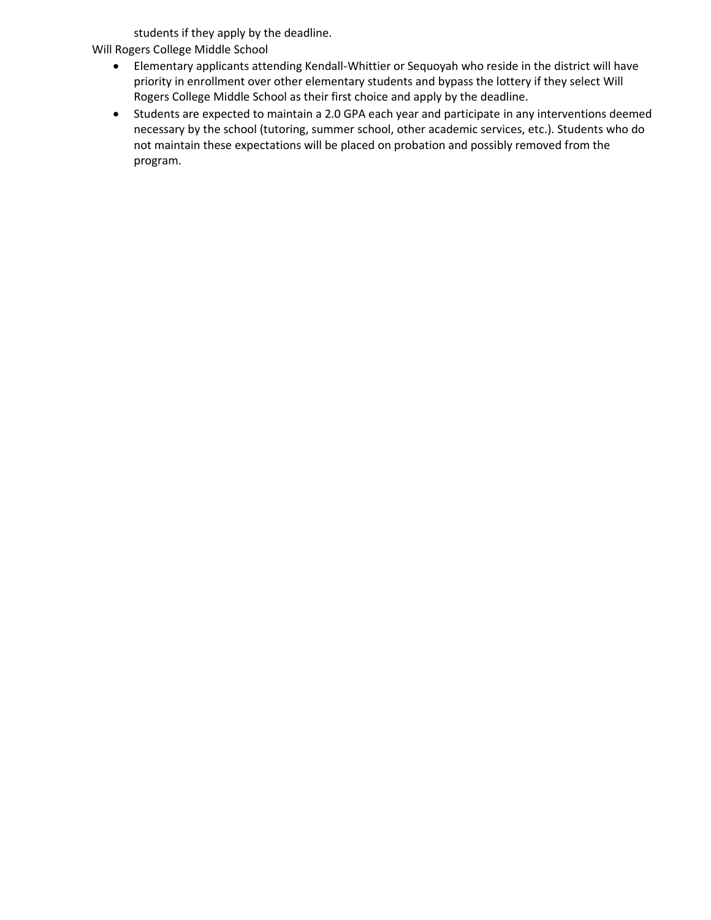students if they apply by the deadline.

Will Rogers College Middle School

- Elementary applicants attending Kendall-Whittier or Sequoyah who reside in the district will have priority in enrollment over other elementary students and bypass the lottery if they select Will Rogers College Middle School as their first choice and apply by the deadline.
- Students are expected to maintain a 2.0 GPA each year and participate in any interventions deemed necessary by the school (tutoring, summer school, other academic services, etc.). Students who do not maintain these expectations will be placed on probation and possibly removed from the program.